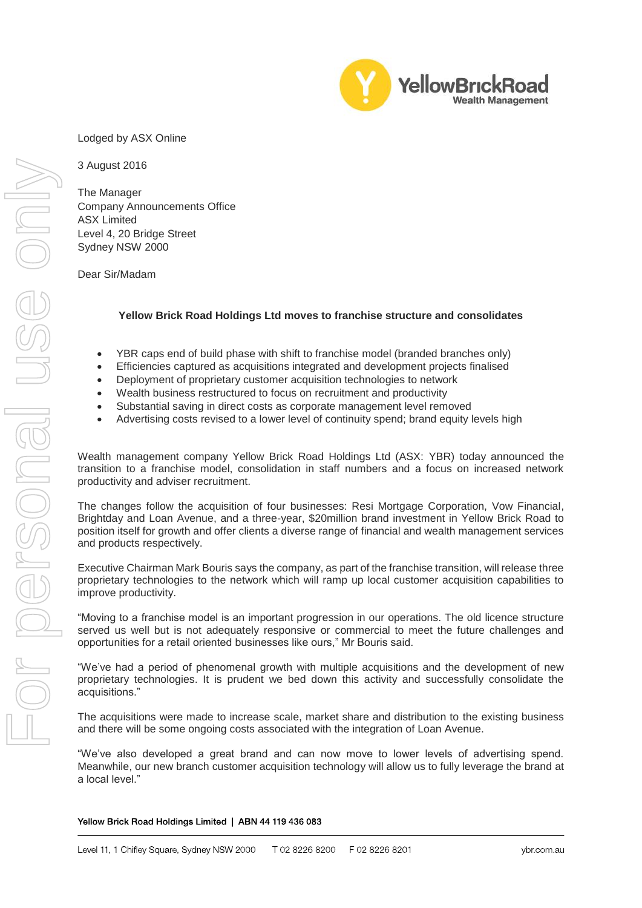Lodged by ASX Online

3 August 2016

The Manager
Company Announcements Office
ASX Limited
Level 4, 20 Bridge Street
Sydney NSW 2000

Dear Sir/Madam

**Yellow Brick Road Holdings Ltd moves to franchise structure and consolidates**

- YBR caps end of build phase with shift to franchise model (branded branches only)
- Efficiencies captured as acquisitions integrated and development projects finalised
- Deployment of proprietary customer acquisition technologies to network
- Wealth business restructured to focus on recruitment and productivity
- Substantial saving in direct costs as corporate management level removed
- Advertising costs revised to a lower level of continuity spend; brand equity levels high

Wealth management company Yellow Brick Road Holdings Ltd (ASX: YBR) today announced the transition to a franchise model, consolidation in staff numbers and a focus on increased network productivity and adviser recruitment.

The changes follow the acquisition of four businesses: Resi Mortgage Corporation, Vow Financial, Brightday and Loan Avenue, and a three-year, $20million brand investment in Yellow Brick Road to position itself for growth and offer clients a diverse range of financial and wealth management services and products respectively.

Executive Chairman Mark Bouris says the company, as part of the franchise transition, will release three proprietary technologies to the network which will ramp up local customer acquisition capabilities to improve productivity.

"Moving to a franchise model is an important progression in our operations. The old licence structure served us well but is not adequately responsive or commercial to meet the future challenges and opportunities for a retail oriented businesses like ours," Mr Bouris said.

"We've had a period of phenomenal growth with multiple acquisitions and the development of new proprietary technologies. It is prudent we bed down this activity and successfully consolidate the acquisitions."

The acquisitions were made to increase scale, market share and distribution to the existing business and there will be some ongoing costs associated with the integration of Loan Avenue.

"We've also developed a great brand and can now move to lower levels of advertising spend. Meanwhile, our new branch customer acquisition technology will allow us to fully leverage the brand at a local level."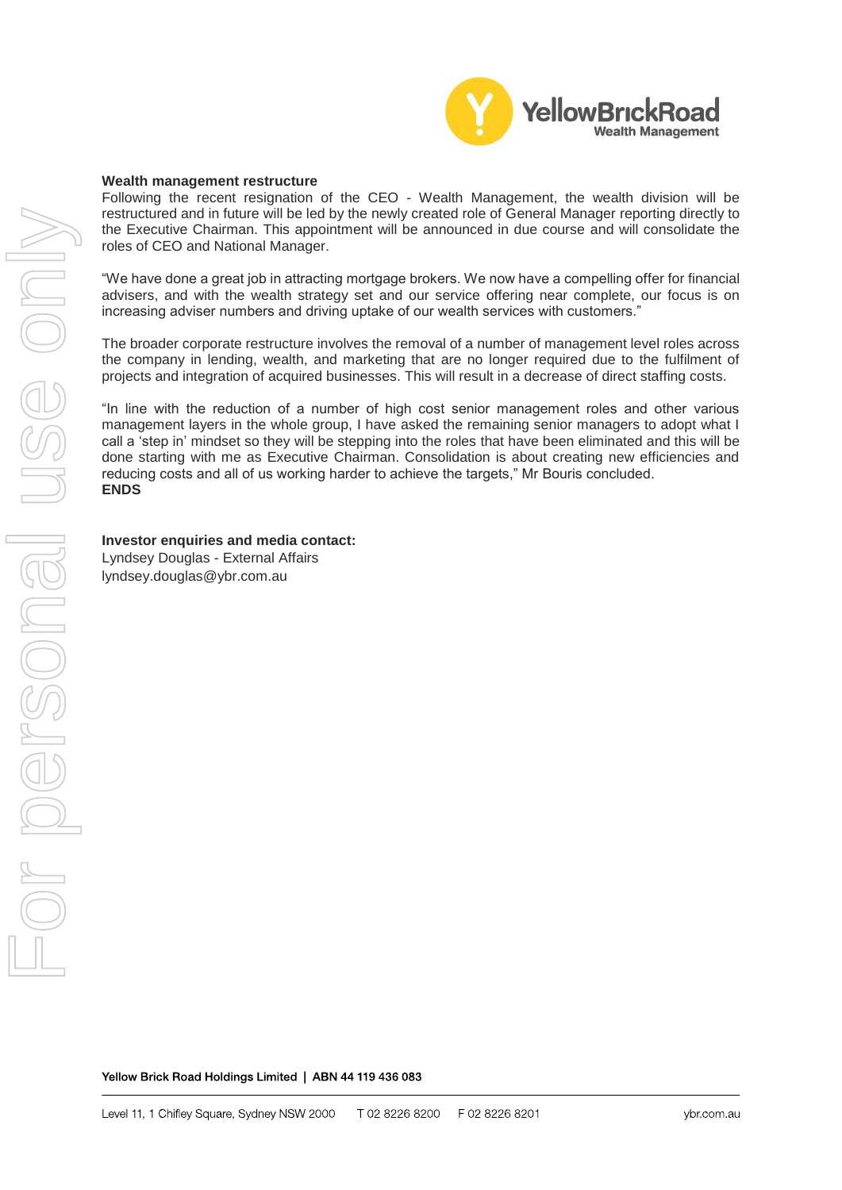**Wealth management restructure**

Following the recent resignation of the CEO - Wealth Management, the wealth division will be restructured and in future will be led by the newly created role of General Manager reporting directly to the Executive Chairman. This appointment will be announced in due course and will consolidate the roles of CEO and National Manager.

"We have done a great job in attracting mortgage brokers. We now have a compelling offer for financial advisers, and with the wealth strategy set and our service offering near complete, our focus is on increasing adviser numbers and driving uptake of our wealth services with customers."

The broader corporate restructure involves the removal of a number of management level roles across the company in lending, wealth, and marketing that are no longer required due to the fulfilment of projects and integration of acquired businesses. This will result in a decrease of direct staffing costs.

"In line with the reduction of a number of high cost senior management roles and other various management layers in the whole group, I have asked the remaining senior managers to adopt what I call a 'step in' mindset so they will be stepping into the roles that have been eliminated and this will be done starting with me as Executive Chairman. Consolidation is about creating new efficiencies and reducing costs and all of us working harder to achieve the targets," Mr Bouris concluded.

**ENDS**

**Investor enquiries and media contact:**

Lyndsey Douglas - External Affairs

lyndsey.douglas@ybr.com.au